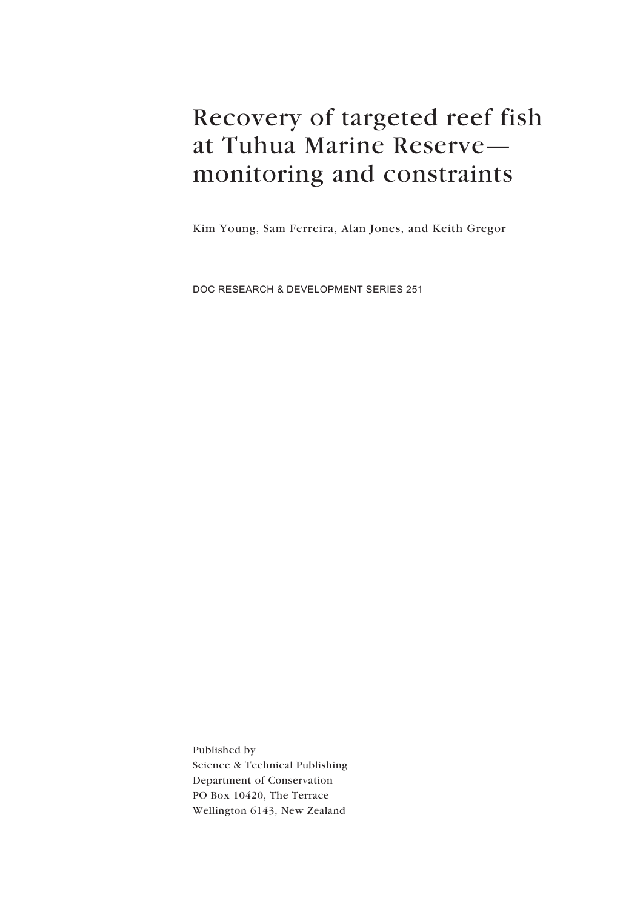# Recovery of targeted reef fish at Tuhua Marine Reserve—monitoring and constraints

Kim Young, Sam Ferreira, Alan Jones, and Keith Gregor

DOC RESEARCH & DEVELOPMENT SERIES 251

Published by
Science & Technical Publishing
Department of Conservation
PO Box 10420, The Terrace
Wellington 6143, New Zealand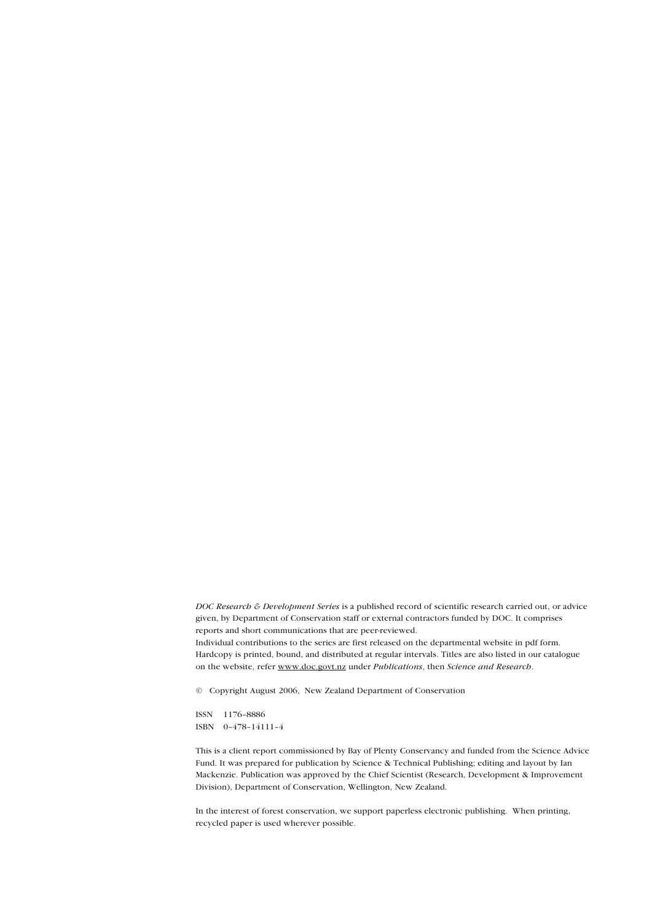*DOC Research & Development Series* is a published record of scientific research carried out, or advice given, by Department of Conservation staff or external contractors funded by DOC. It comprises reports and short communications that are peer-reviewed.
Individual contributions to the series are first released on the departmental website in pdf form. Hardcopy is printed, bound, and distributed at regular intervals. Titles are also listed in our catalogue on the website, refer www.doc.govt.nz under *Publications*, then *Science and Research*.

© Copyright August 2006, New Zealand Department of Conservation

ISSN 1176–8886
ISBN 0–478–14111–4

This is a client report commissioned by Bay of Plenty Conservancy and funded from the Science Advice Fund. It was prepared for publication by Science & Technical Publishing; editing and layout by Ian Mackenzie. Publication was approved by the Chief Scientist (Research, Development & Improvement Division), Department of Conservation, Wellington, New Zealand.

In the interest of forest conservation, we support paperless electronic publishing. When printing, recycled paper is used wherever possible.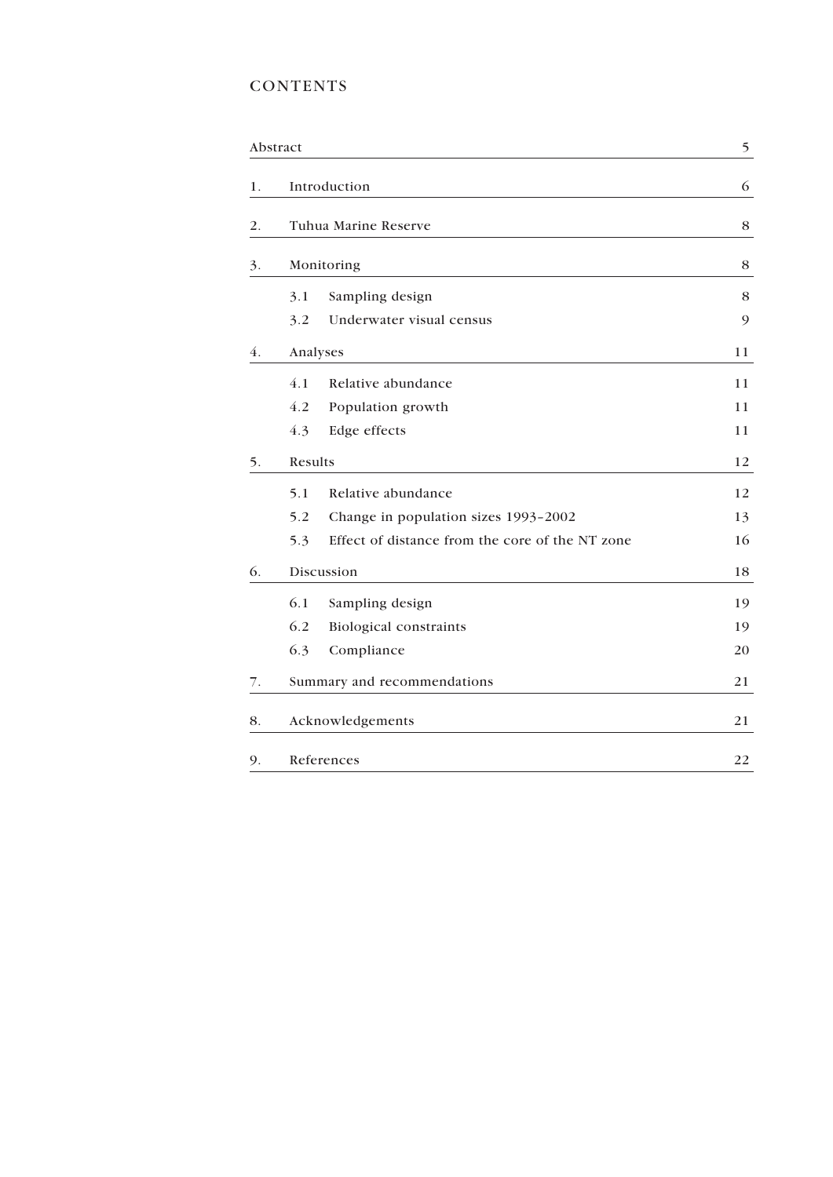# CONTENTS

| | | |
|---|---|---|
| Abstract | | 5 |
| 1. | Introduction | 6 |
| 2. | Tuhua Marine Reserve | 8 |
| 3. | Monitoring | 8 |
| | 3.1 Sampling design | 8 |
| | 3.2 Underwater visual census | 9 |
| 4. | Analyses | 11 |
| | 4.1 Relative abundance | 11 |
| | 4.2 Population growth | 11 |
| | 4.3 Edge effects | 11 |
| 5. | Results | 12 |
| | 5.1 Relative abundance | 12 |
| | 5.2 Change in population sizes 1993–2002 | 13 |
| | 5.3 Effect of distance from the core of the NT zone | 16 |
| 6. | Discussion | 18 |
| | 6.1 Sampling design | 19 |
| | 6.2 Biological constraints | 19 |
| | 6.3 Compliance | 20 |
| 7. | Summary and recommendations | 21 |
| 8. | Acknowledgements | 21 |
| 9. | References | 22 |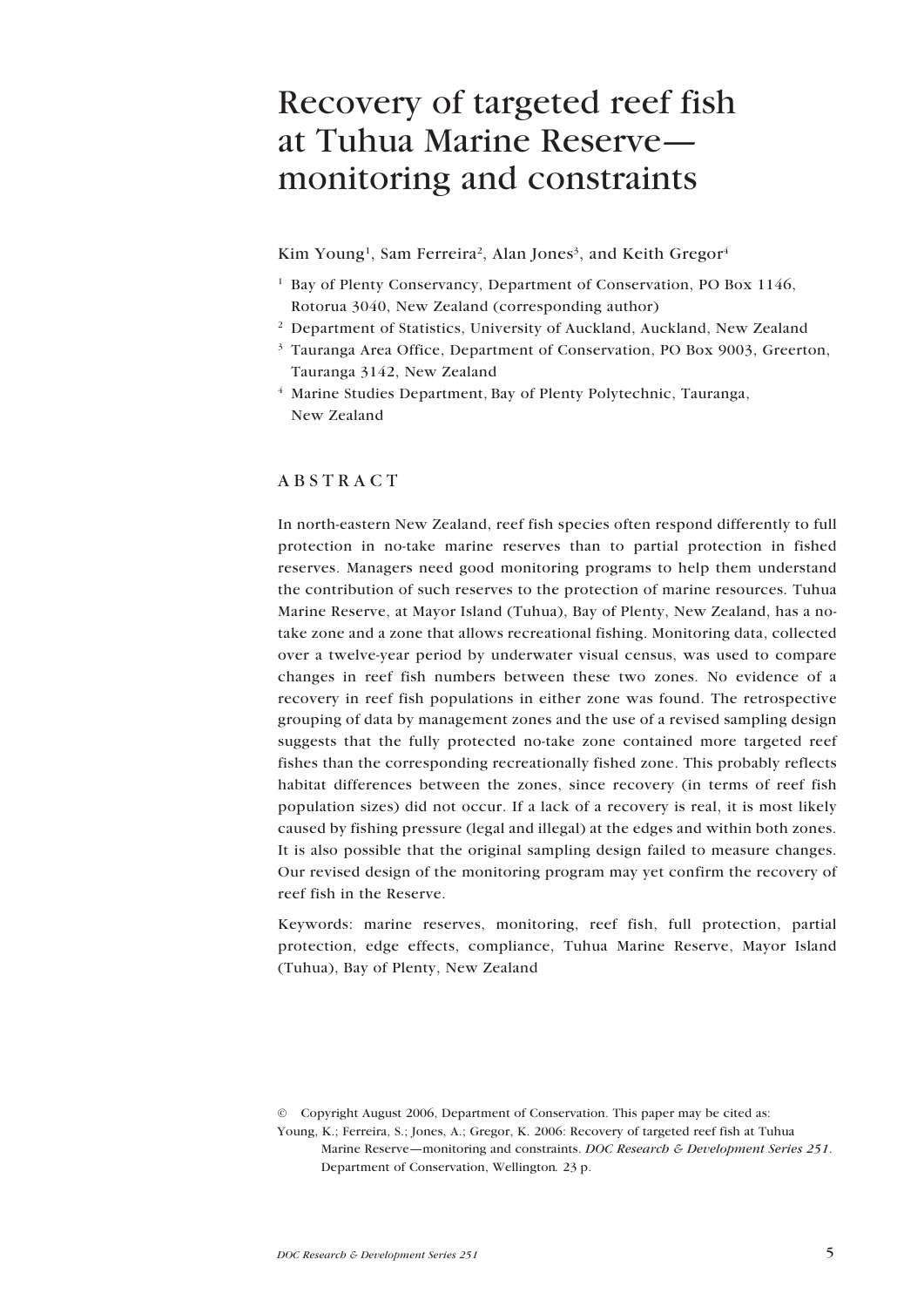# Recovery of targeted reef fish at Tuhua Marine Reserve—monitoring and constraints

Kim Young[1], Sam Ferreira[2], Alan Jones[3], and Keith Gregor[4]

[1] Bay of Plenty Conservancy, Department of Conservation, PO Box 1146, Rotorua 3040, New Zealand (corresponding author)

[2] Department of Statistics, University of Auckland, Auckland, New Zealand

[3] Tauranga Area Office, Department of Conservation, PO Box 9003, Greerton, Tauranga 3142, New Zealand

[4] Marine Studies Department, Bay of Plenty Polytechnic, Tauranga, New Zealand

## ABSTRACT

In north-eastern New Zealand, reef fish species often respond differently to full protection in no-take marine reserves than to partial protection in fished reserves. Managers need good monitoring programs to help them understand the contribution of such reserves to the protection of marine resources. Tuhua Marine Reserve, at Mayor Island (Tuhua), Bay of Plenty, New Zealand, has a no-take zone and a zone that allows recreational fishing. Monitoring data, collected over a twelve-year period by underwater visual census, was used to compare changes in reef fish numbers between these two zones. No evidence of a recovery in reef fish populations in either zone was found. The retrospective grouping of data by management zones and the use of a revised sampling design suggests that the fully protected no-take zone contained more targeted reef fishes than the corresponding recreationally fished zone. This probably reflects habitat differences between the zones, since recovery (in terms of reef fish population sizes) did not occur. If a lack of a recovery is real, it is most likely caused by fishing pressure (legal and illegal) at the edges and within both zones. It is also possible that the original sampling design failed to measure changes. Our revised design of the monitoring program may yet confirm the recovery of reef fish in the Reserve.

Keywords: marine reserves, monitoring, reef fish, full protection, partial protection, edge effects, compliance, Tuhua Marine Reserve, Mayor Island (Tuhua), Bay of Plenty, New Zealand

© Copyright August 2006, Department of Conservation. This paper may be cited as:
Young, K.; Ferreira, S.; Jones, A.; Gregor, K. 2006: Recovery of targeted reef fish at Tuhua Marine Reserve—monitoring and constraints. *DOC Research & Development Series 251*. Department of Conservation, Wellington. 23 p.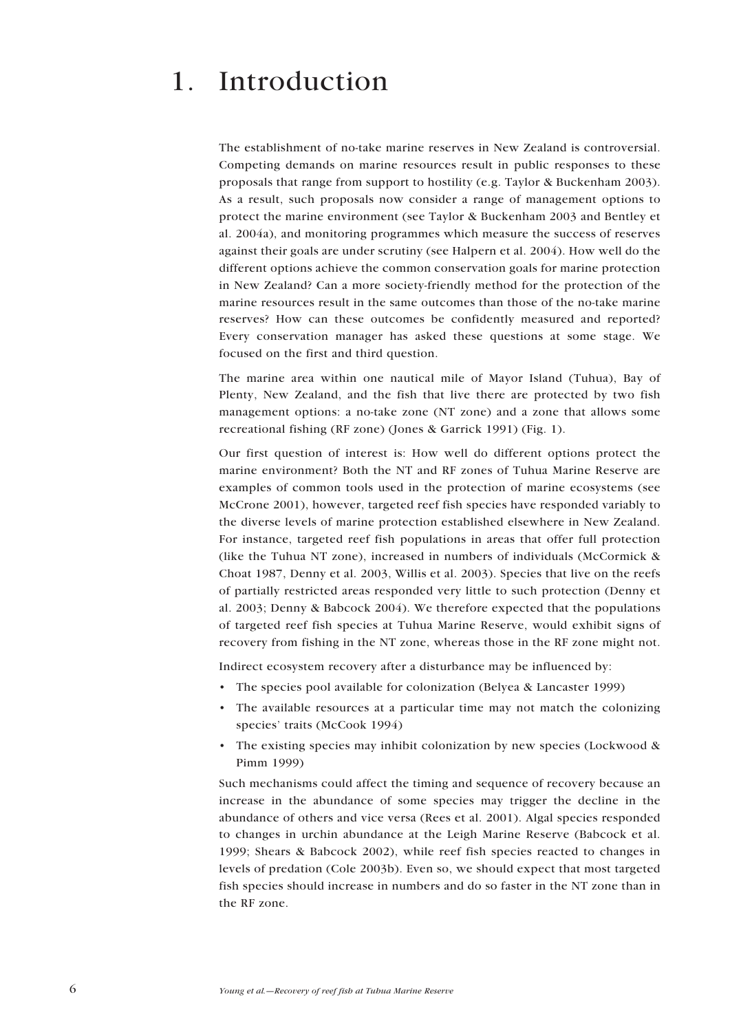# 1. Introduction

The establishment of no-take marine reserves in New Zealand is controversial. Competing demands on marine resources result in public responses to these proposals that range from support to hostility (e.g. Taylor & Buckenham 2003). As a result, such proposals now consider a range of management options to protect the marine environment (see Taylor & Buckenham 2003 and Bentley et al. 2004a), and monitoring programmes which measure the success of reserves against their goals are under scrutiny (see Halpern et al. 2004). How well do the different options achieve the common conservation goals for marine protection in New Zealand? Can a more society-friendly method for the protection of the marine resources result in the same outcomes than those of the no-take marine reserves? How can these outcomes be confidently measured and reported? Every conservation manager has asked these questions at some stage. We focused on the first and third question.

The marine area within one nautical mile of Mayor Island (Tuhua), Bay of Plenty, New Zealand, and the fish that live there are protected by two fish management options: a no-take zone (NT zone) and a zone that allows some recreational fishing (RF zone) (Jones & Garrick 1991) (Fig. 1).

Our first question of interest is: How well do different options protect the marine environment? Both the NT and RF zones of Tuhua Marine Reserve are examples of common tools used in the protection of marine ecosystems (see McCrone 2001), however, targeted reef fish species have responded variably to the diverse levels of marine protection established elsewhere in New Zealand. For instance, targeted reef fish populations in areas that offer full protection (like the Tuhua NT zone), increased in numbers of individuals (McCormick & Choat 1987, Denny et al. 2003, Willis et al. 2003). Species that live on the reefs of partially restricted areas responded very little to such protection (Denny et al. 2003; Denny & Babcock 2004). We therefore expected that the populations of targeted reef fish species at Tuhua Marine Reserve, would exhibit signs of recovery from fishing in the NT zone, whereas those in the RF zone might not.

Indirect ecosystem recovery after a disturbance may be influenced by:

- The species pool available for colonization (Belyea & Lancaster 1999)
- The available resources at a particular time may not match the colonizing species' traits (McCook 1994)
- The existing species may inhibit colonization by new species (Lockwood & Pimm 1999)

Such mechanisms could affect the timing and sequence of recovery because an increase in the abundance of some species may trigger the decline in the abundance of others and vice versa (Rees et al. 2001). Algal species responded to changes in urchin abundance at the Leigh Marine Reserve (Babcock et al. 1999; Shears & Babcock 2002), while reef fish species reacted to changes in levels of predation (Cole 2003b). Even so, we should expect that most targeted fish species should increase in numbers and do so faster in the NT zone than in the RF zone.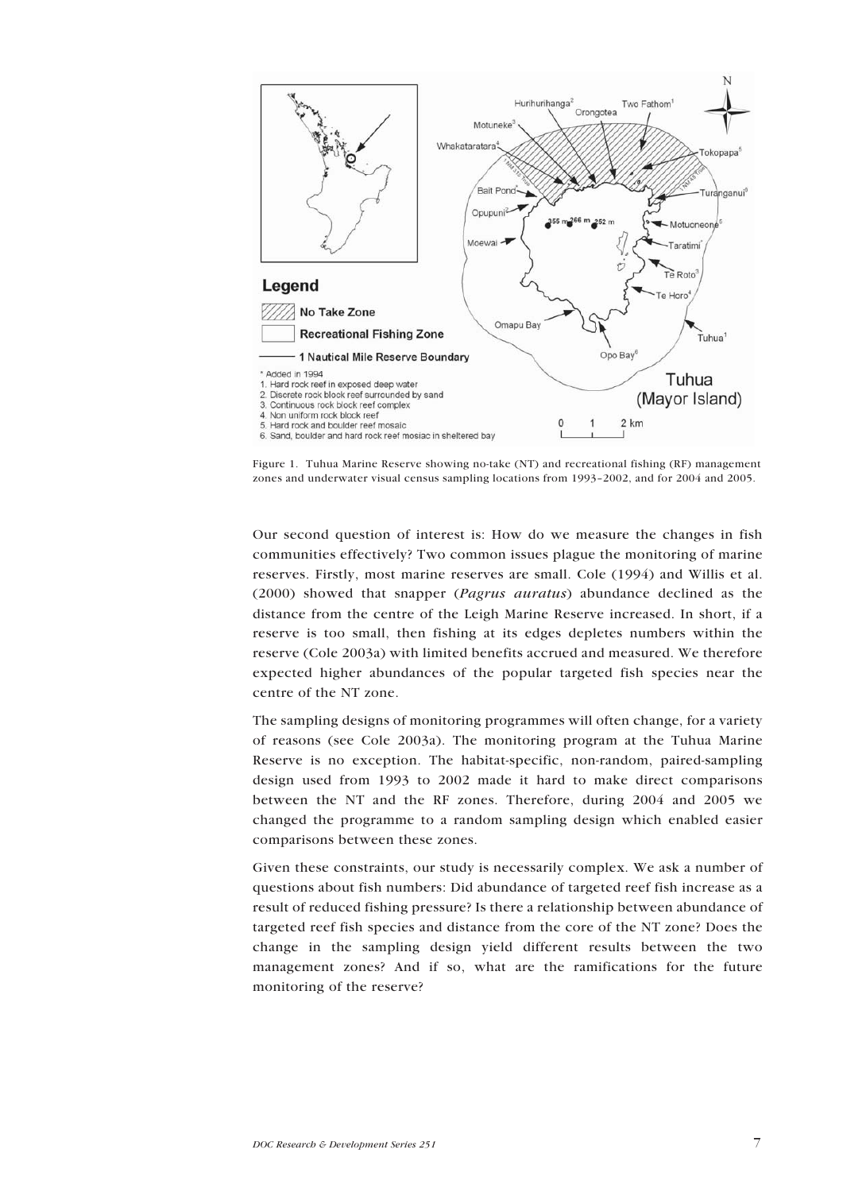Hurihurihanga[2]
Orongotea
Two Fathom[1]
Motuneke[3]
Whakataratara[4]
Tokopapa[5]
Bait Pond*
Turanganui[6]
Opupuni[2]
355 m 266 m 252 m
Motuoneone[5]
Moewai
Taratimi*
Te Roto[3]
Te Horo[4]
Omapu Bay
Tuhua[1]
Opo Bay[6]

Legend

No Take Zone

Recreational Fishing Zone

1 Nautical Mile Reserve Boundary

\* Added in 1994
1. Hard rock reef in exposed deep water
2. Discrete rock block reef surrounded by sand
3. Continuous rock block reef complex
4. Non uniform rock block reef
5. Hard rock and boulder reef mosaic
6. Sand, boulder and hard rock reef mosiac in sheltered bay

Tuhua (Mayor Island)

0 1 2 km

N

Figure 1. Tuhua Marine Reserve showing no-take (NT) and recreational fishing (RF) management zones and underwater visual census sampling locations from 1993–2002, and for 2004 and 2005.

Our second question of interest is: How do we measure the changes in fish communities effectively? Two common issues plague the monitoring of marine reserves. Firstly, most marine reserves are small. Cole (1994) and Willis et al. (2000) showed that snapper (*Pagrus auratus*) abundance declined as the distance from the centre of the Leigh Marine Reserve increased. In short, if a reserve is too small, then fishing at its edges depletes numbers within the reserve (Cole 2003a) with limited benefits accrued and measured. We therefore expected higher abundances of the popular targeted fish species near the centre of the NT zone.

The sampling designs of monitoring programmes will often change, for a variety of reasons (see Cole 2003a). The monitoring program at the Tuhua Marine Reserve is no exception. The habitat-specific, non-random, paired-sampling design used from 1993 to 2002 made it hard to make direct comparisons between the NT and the RF zones. Therefore, during 2004 and 2005 we changed the programme to a random sampling design which enabled easier comparisons between these zones.

Given these constraints, our study is necessarily complex. We ask a number of questions about fish numbers: Did abundance of targeted reef fish increase as a result of reduced fishing pressure? Is there a relationship between abundance of targeted reef fish species and distance from the core of the NT zone? Does the change in the sampling design yield different results between the two management zones? And if so, what are the ramifications for the future monitoring of the reserve?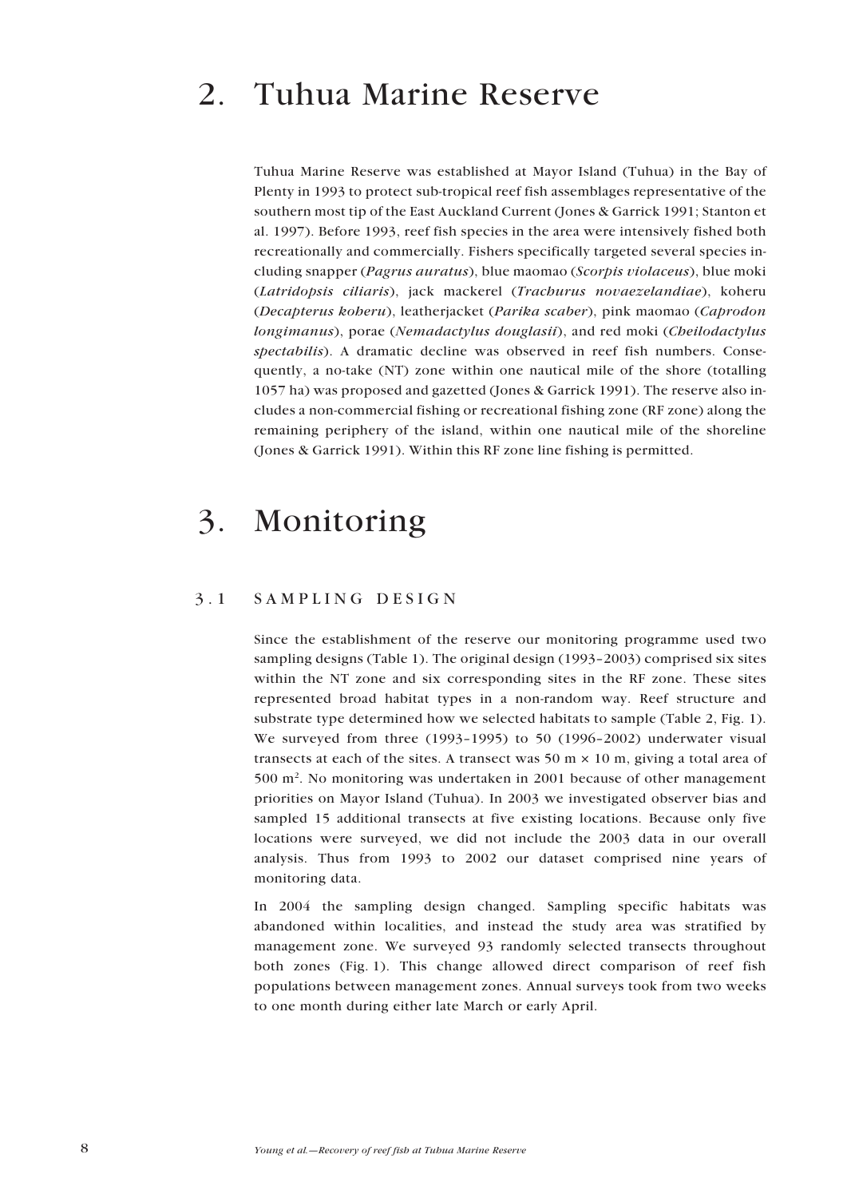# 2. Tuhua Marine Reserve

Tuhua Marine Reserve was established at Mayor Island (Tuhua) in the Bay of Plenty in 1993 to protect sub-tropical reef fish assemblages representative of the southern most tip of the East Auckland Current (Jones & Garrick 1991; Stanton et al. 1997). Before 1993, reef fish species in the area were intensively fished both recreationally and commercially. Fishers specifically targeted several species including snapper (*Pagrus auratus*), blue maomao (*Scorpis violaceus*), blue moki (*Latridopsis ciliaris*), jack mackerel (*Trachurus novaezelandiae*), koheru (*Decapterus koheru*), leatherjacket (*Parika scaber*), pink maomao (*Caprodon longimanus*), porae (*Nemadactylus douglasii*), and red moki (*Cheilodactylus spectabilis*). A dramatic decline was observed in reef fish numbers. Consequently, a no-take (NT) zone within one nautical mile of the shore (totalling 1057 ha) was proposed and gazetted (Jones & Garrick 1991). The reserve also includes a non-commercial fishing or recreational fishing zone (RF zone) along the remaining periphery of the island, within one nautical mile of the shoreline (Jones & Garrick 1991). Within this RF zone line fishing is permitted.

# 3. Monitoring

## 3.1 SAMPLING DESIGN

Since the establishment of the reserve our monitoring programme used two sampling designs (Table 1). The original design (1993–2003) comprised six sites within the NT zone and six corresponding sites in the RF zone. These sites represented broad habitat types in a non-random way. Reef structure and substrate type determined how we selected habitats to sample (Table 2, Fig. 1). We surveyed from three (1993–1995) to 50 (1996–2002) underwater visual transects at each of the sites. A transect was 50 m × 10 m, giving a total area of 500 m$^2$. No monitoring was undertaken in 2001 because of other management priorities on Mayor Island (Tuhua). In 2003 we investigated observer bias and sampled 15 additional transects at five existing locations. Because only five locations were surveyed, we did not include the 2003 data in our overall analysis. Thus from 1993 to 2002 our dataset comprised nine years of monitoring data.

In 2004 the sampling design changed. Sampling specific habitats was abandoned within localities, and instead the study area was stratified by management zone. We surveyed 93 randomly selected transects throughout both zones (Fig. 1). This change allowed direct comparison of reef fish populations between management zones. Annual surveys took from two weeks to one month during either late March or early April.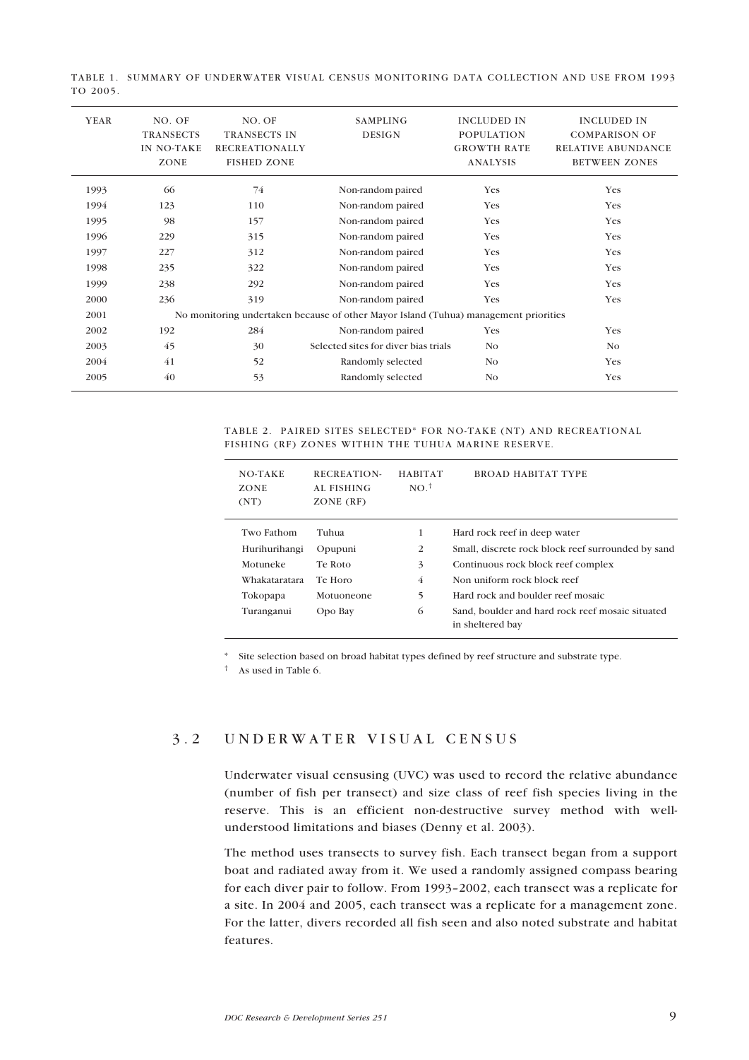TABLE 1. SUMMARY OF UNDERWATER VISUAL CENSUS MONITORING DATA COLLECTION AND USE FROM 1993 TO 2005.

| YEAR | NO. OF TRANSECTS IN NO-TAKE ZONE | NO. OF TRANSECTS IN RECREATIONALLY FISHED ZONE | SAMPLING DESIGN | INCLUDED IN POPULATION GROWTH RATE ANALYSIS | INCLUDED IN COMPARISON OF RELATIVE ABUNDANCE BETWEEN ZONES |
|---|---|---|---|---|---|
| 1993 | 66 | 74 | Non-random paired | Yes | Yes |
| 1994 | 123 | 110 | Non-random paired | Yes | Yes |
| 1995 | 98 | 157 | Non-random paired | Yes | Yes |
| 1996 | 229 | 315 | Non-random paired | Yes | Yes |
| 1997 | 227 | 312 | Non-random paired | Yes | Yes |
| 1998 | 235 | 322 | Non-random paired | Yes | Yes |
| 1999 | 238 | 292 | Non-random paired | Yes | Yes |
| 2000 | 236 | 319 | Non-random paired | Yes | Yes |
| 2001 | No monitoring undertaken because of other Mayor Island (Tuhua) management priorities | | | | |
| 2002 | 192 | 284 | Non-random paired | Yes | Yes |
| 2003 | 45 | 30 | Selected sites for diver bias trials | No | No |
| 2004 | 41 | 52 | Randomly selected | No | Yes |
| 2005 | 40 | 53 | Randomly selected | No | Yes |

TABLE 2. PAIRED SITES SELECTED* FOR NO-TAKE (NT) AND RECREATIONAL FISHING (RF) ZONES WITHIN THE TUHUA MARINE RESERVE.

| NO-TAKE ZONE (NT) | RECREATIONAL FISHING ZONE (RF) | HABITAT NO.† | BROAD HABITAT TYPE |
|---|---|---|---|
| Two Fathom | Tuhua | 1 | Hard rock reef in deep water |
| Hurihurihangi | Opupuni | 2 | Small, discrete rock block reef surrounded by sand |
| Motuneke | Te Roto | 3 | Continuous rock block reef complex |
| Whakataratara | Te Horo | 4 | Non uniform rock block reef |
| Tokopapa | Motuoneone | 5 | Hard rock and boulder reef mosaic |
| Turanganui | Opo Bay | 6 | Sand, boulder and hard rock reef mosaic situated in sheltered bay |

\* Site selection based on broad habitat types defined by reef structure and substrate type.

† As used in Table 6.

## 3.2 UNDERWATER VISUAL CENSUS

Underwater visual censusing (UVC) was used to record the relative abundance (number of fish per transect) and size class of reef fish species living in the reserve. This is an efficient non-destructive survey method with well-understood limitations and biases (Denny et al. 2003).

The method uses transects to survey fish. Each transect began from a support boat and radiated away from it. We used a randomly assigned compass bearing for each diver pair to follow. From 1993–2002, each transect was a replicate for a site. In 2004 and 2005, each transect was a replicate for a management zone. For the latter, divers recorded all fish seen and also noted substrate and habitat features.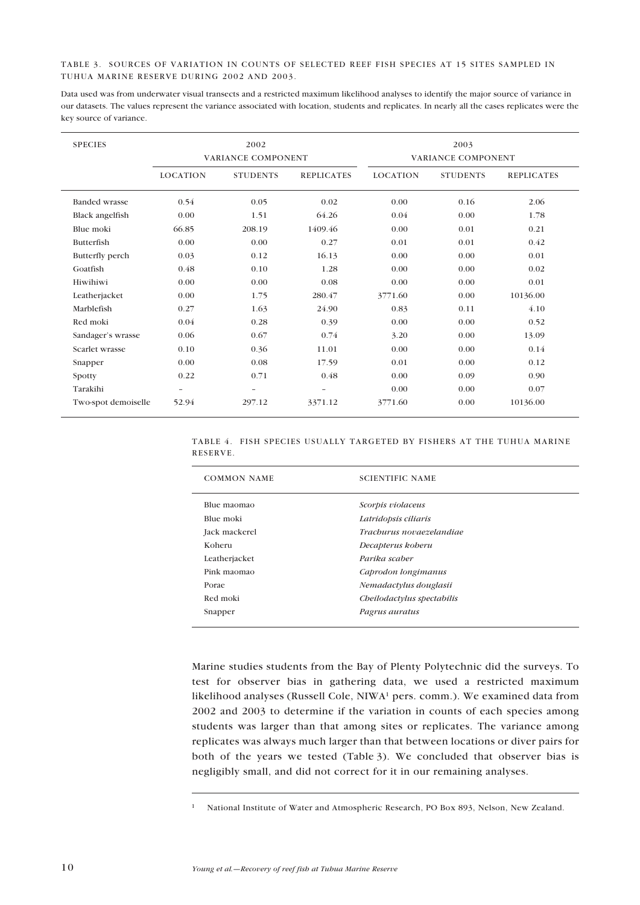TABLE 3. SOURCES OF VARIATION IN COUNTS OF SELECTED REEF FISH SPECIES AT 15 SITES SAMPLED IN TUHUA MARINE RESERVE DURING 2002 AND 2003.

Data used was from underwater visual transects and a restricted maximum likelihood analyses to identify the major source of variance in our datasets. The values represent the variance associated with location, students and replicates. In nearly all the cases replicates were the key source of variance.

| SPECIES | 2002 VARIANCE COMPONENT | | | 2003 VARIANCE COMPONENT | | |
|---|---|---|---|---|---|---|
| | LOCATION | STUDENTS | REPLICATES | LOCATION | STUDENTS | REPLICATES |
| Banded wrasse | 0.54 | 0.05 | 0.02 | 0.00 | 0.16 | 2.06 |
| Black angelfish | 0.00 | 1.51 | 64.26 | 0.04 | 0.00 | 1.78 |
| Blue moki | 66.85 | 208.19 | 1409.46 | 0.00 | 0.01 | 0.21 |
| Butterfish | 0.00 | 0.00 | 0.27 | 0.01 | 0.01 | 0.42 |
| Butterfly perch | 0.03 | 0.12 | 16.13 | 0.00 | 0.00 | 0.01 |
| Goatfish | 0.48 | 0.10 | 1.28 | 0.00 | 0.00 | 0.02 |
| Hiwihiwi | 0.00 | 0.00 | 0.08 | 0.00 | 0.00 | 0.01 |
| Leatherjacket | 0.00 | 1.75 | 280.47 | 3771.60 | 0.00 | 10136.00 |
| Marblefish | 0.27 | 1.63 | 24.90 | 0.83 | 0.11 | 4.10 |
| Red moki | 0.04 | 0.28 | 0.39 | 0.00 | 0.00 | 0.52 |
| Sandager's wrasse | 0.06 | 0.67 | 0.74 | 3.20 | 0.00 | 13.09 |
| Scarlet wrasse | 0.10 | 0.36 | 11.01 | 0.00 | 0.00 | 0.14 |
| Snapper | 0.00 | 0.08 | 17.59 | 0.01 | 0.00 | 0.12 |
| Spotty | 0.22 | 0.71 | 0.48 | 0.00 | 0.09 | 0.90 |
| Tarakihi | – | – | – | 0.00 | 0.00 | 0.07 |
| Two-spot demoiselle | 52.94 | 297.12 | 3371.12 | 3771.60 | 0.00 | 10136.00 |

TABLE 4. FISH SPECIES USUALLY TARGETED BY FISHERS AT THE TUHUA MARINE RESERVE.

| COMMON NAME | SCIENTIFIC NAME |
|---|---|
| Blue maomao | *Scorpis violaceus* |
| Blue moki | *Latridopsis ciliaris* |
| Jack mackerel | *Trachurus novaezelandiae* |
| Koheru | *Decapterus koheru* |
| Leatherjacket | *Parika scaber* |
| Pink maomao | *Caprodon longimanus* |
| Porae | *Nemadactylus douglasii* |
| Red moki | *Cheilodactylus spectabilis* |
| Snapper | *Pagrus auratus* |

Marine studies students from the Bay of Plenty Polytechnic did the surveys. To test for observer bias in gathering data, we used a restricted maximum likelihood analyses (Russell Cole, NIWA[1] pers. comm.). We examined data from 2002 and 2003 to determine if the variation in counts of each species among students was larger than that among sites or replicates. The variance among replicates was always much larger than that between locations or diver pairs for both of the years we tested (Table 3). We concluded that observer bias is negligibly small, and did not correct for it in our remaining analyses.

[1] National Institute of Water and Atmospheric Research, PO Box 893, Nelson, New Zealand.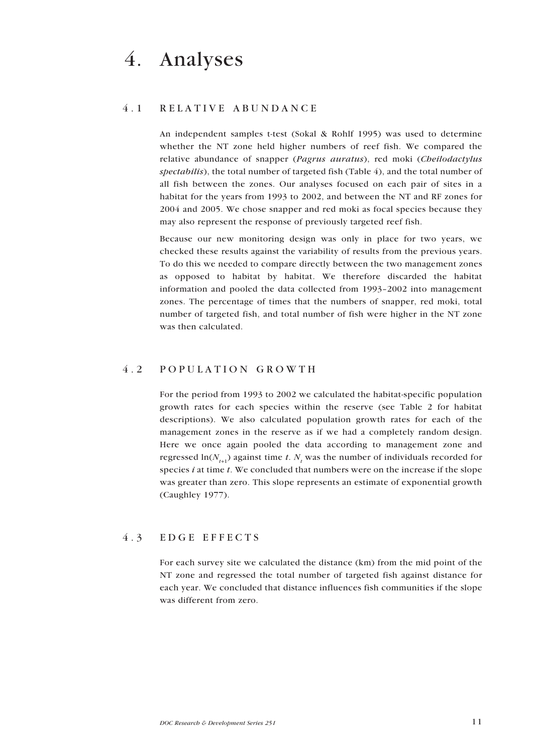// Transcription of page 10 (doc 62ed27a7e1de)
# 4. Analyses

## 4.1 RELATIVE ABUNDANCE

An independent samples t-test (Sokal & Rohlf 1995) was used to determine whether the NT zone held higher numbers of reef fish. We compared the relative abundance of snapper (*Pagrus auratus*), red moki (*Cheilodactylus spectabilis*), the total number of targeted fish (Table 4), and the total number of all fish between the zones. Our analyses focused on each pair of sites in a habitat for the years from 1993 to 2002, and between the NT and RF zones for 2004 and 2005. We chose snapper and red moki as focal species because they may also represent the response of previously targeted reef fish.

Because our new monitoring design was only in place for two years, we checked these results against the variability of results from the previous years. To do this we needed to compare directly between the two management zones as opposed to habitat by habitat. We therefore discarded the habitat information and pooled the data collected from 1993–2002 into management zones. The percentage of times that the numbers of snapper, red moki, total number of targeted fish, and total number of fish were higher in the NT zone was then calculated.

## 4.2 POPULATION GROWTH

For the period from 1993 to 2002 we calculated the habitat-specific population growth rates for each species within the reserve (see Table 2 for habitat descriptions). We also calculated population growth rates for each of the management zones in the reserve as if we had a completely random design. Here we once again pooled the data according to management zone and regressed $\ln(N_{t+1})$ against time $t$. $N_t$ was the number of individuals recorded for species $i$ at time $t$. We concluded that numbers were on the increase if the slope was greater than zero. This slope represents an estimate of exponential growth (Caughley 1977).

## 4.3 EDGE EFFECTS

For each survey site we calculated the distance (km) from the mid point of the NT zone and regressed the total number of targeted fish against distance for each year. We concluded that distance influences fish communities if the slope was different from zero.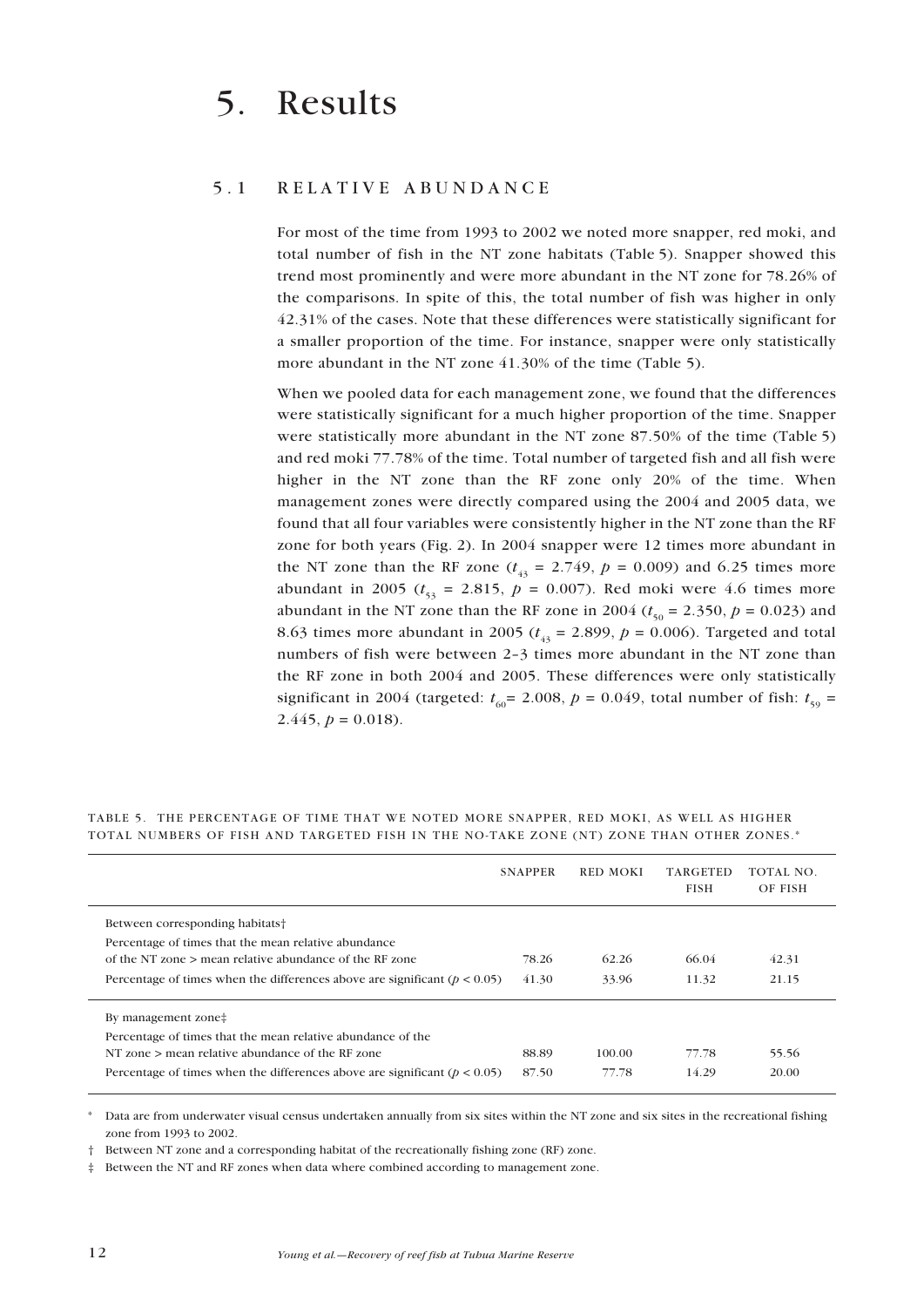# 5. Results

## 5.1 RELATIVE ABUNDANCE

For most of the time from 1993 to 2002 we noted more snapper, red moki, and total number of fish in the NT zone habitats (Table 5). Snapper showed this trend most prominently and were more abundant in the NT zone for 78.26% of the comparisons. In spite of this, the total number of fish was higher in only 42.31% of the cases. Note that these differences were statistically significant for a smaller proportion of the time. For instance, snapper were only statistically more abundant in the NT zone 41.30% of the time (Table 5).

When we pooled data for each management zone, we found that the differences were statistically significant for a much higher proportion of the time. Snapper were statistically more abundant in the NT zone 87.50% of the time (Table 5) and red moki 77.78% of the time. Total number of targeted fish and all fish were higher in the NT zone than the RF zone only 20% of the time. When management zones were directly compared using the 2004 and 2005 data, we found that all four variables were consistently higher in the NT zone than the RF zone for both years (Fig. 2). In 2004 snapper were 12 times more abundant in the NT zone than the RF zone ($t_{43}$ = 2.749, $p$ = 0.009) and 6.25 times more abundant in 2005 ($t_{53}$ = 2.815, $p$ = 0.007). Red moki were 4.6 times more abundant in the NT zone than the RF zone in 2004 ($t_{50}$ = 2.350, $p$ = 0.023) and 8.63 times more abundant in 2005 ($t_{43}$ = 2.899, $p$ = 0.006). Targeted and total numbers of fish were between 2–3 times more abundant in the NT zone than the RF zone in both 2004 and 2005. These differences were only statistically significant in 2004 (targeted: $t_{60}$= 2.008, $p$ = 0.049, total number of fish: $t_{59}$ = 2.445, $p$ = 0.018).

TABLE 5. THE PERCENTAGE OF TIME THAT WE NOTED MORE SNAPPER, RED MOKI, AS WELL AS HIGHER TOTAL NUMBERS OF FISH AND TARGETED FISH IN THE NO-TAKE ZONE (NT) ZONE THAN OTHER ZONES.*

| | SNAPPER | RED MOKI | TARGETED FISH | TOTAL NO. OF FISH |
|---|---|---|---|---|
| Between corresponding habitats† | | | | |
| Percentage of times that the mean relative abundance of the NT zone > mean relative abundance of the RF zone | 78.26 | 62.26 | 66.04 | 42.31 |
| Percentage of times when the differences above are significant ($p < 0.05$) | 41.30 | 33.96 | 11.32 | 21.15 |
| By management zone‡ | | | | |
| Percentage of times that the mean relative abundance of the NT zone > mean relative abundance of the RF zone | 88.89 | 100.00 | 77.78 | 55.56 |
| Percentage of times when the differences above are significant ($p < 0.05$) | 87.50 | 77.78 | 14.29 | 20.00 |

\* Data are from underwater visual census undertaken annually from six sites within the NT zone and six sites in the recreational fishing zone from 1993 to 2002.

† Between NT zone and a corresponding habitat of the recreationally fishing zone (RF) zone.

‡ Between the NT and RF zones when data where combined according to management zone.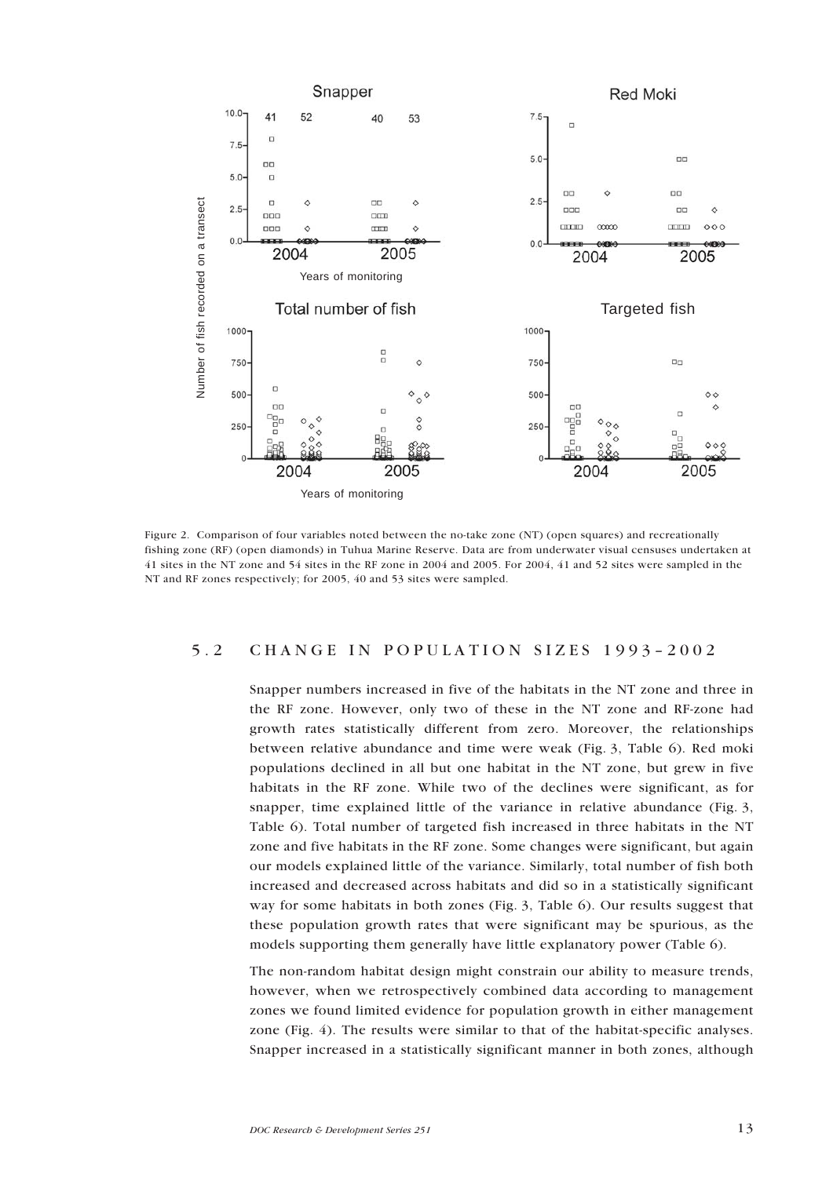Snapper

10.0
7.5
5.0
2.5
0.0

41 52 40 53

2004 2005

Red Moki

7.5
5.0
2.5
0.0

2004 2005

Number of fish recorded on a transect

Years of monitoring

Total number of fish

1000
750
500
250
0

2004 2005

Targeted fish

1000
750
500
250
0

2004 2005

Years of monitoring

Figure 2. Comparison of four variables noted between the no-take zone (NT) (open squares) and recreationally fishing zone (RF) (open diamonds) in Tuhua Marine Reserve. Data are from underwater visual censuses undertaken at 41 sites in the NT zone and 54 sites in the RF zone in 2004 and 2005. For 2004, 41 and 52 sites were sampled in the NT and RF zones respectively; for 2005, 40 and 53 sites were sampled.

## 5.2 CHANGE IN POPULATION SIZES 1993–2002

Snapper numbers increased in five of the habitats in the NT zone and three in the RF zone. However, only two of these in the NT zone and RF-zone had growth rates statistically different from zero. Moreover, the relationships between relative abundance and time were weak (Fig. 3, Table 6). Red moki populations declined in all but one habitat in the NT zone, but grew in five habitats in the RF zone. While two of the declines were significant, as for snapper, time explained little of the variance in relative abundance (Fig. 3, Table 6). Total number of targeted fish increased in three habitats in the NT zone and five habitats in the RF zone. Some changes were significant, but again our models explained little of the variance. Similarly, total number of fish both increased and decreased across habitats and did so in a statistically significant way for some habitats in both zones (Fig. 3, Table 6). Our results suggest that these population growth rates that were significant may be spurious, as the models supporting them generally have little explanatory power (Table 6).

The non-random habitat design might constrain our ability to measure trends, however, when we retrospectively combined data according to management zones we found limited evidence for population growth in either management zone (Fig. 4). The results were similar to that of the habitat-specific analyses. Snapper increased in a statistically significant manner in both zones, although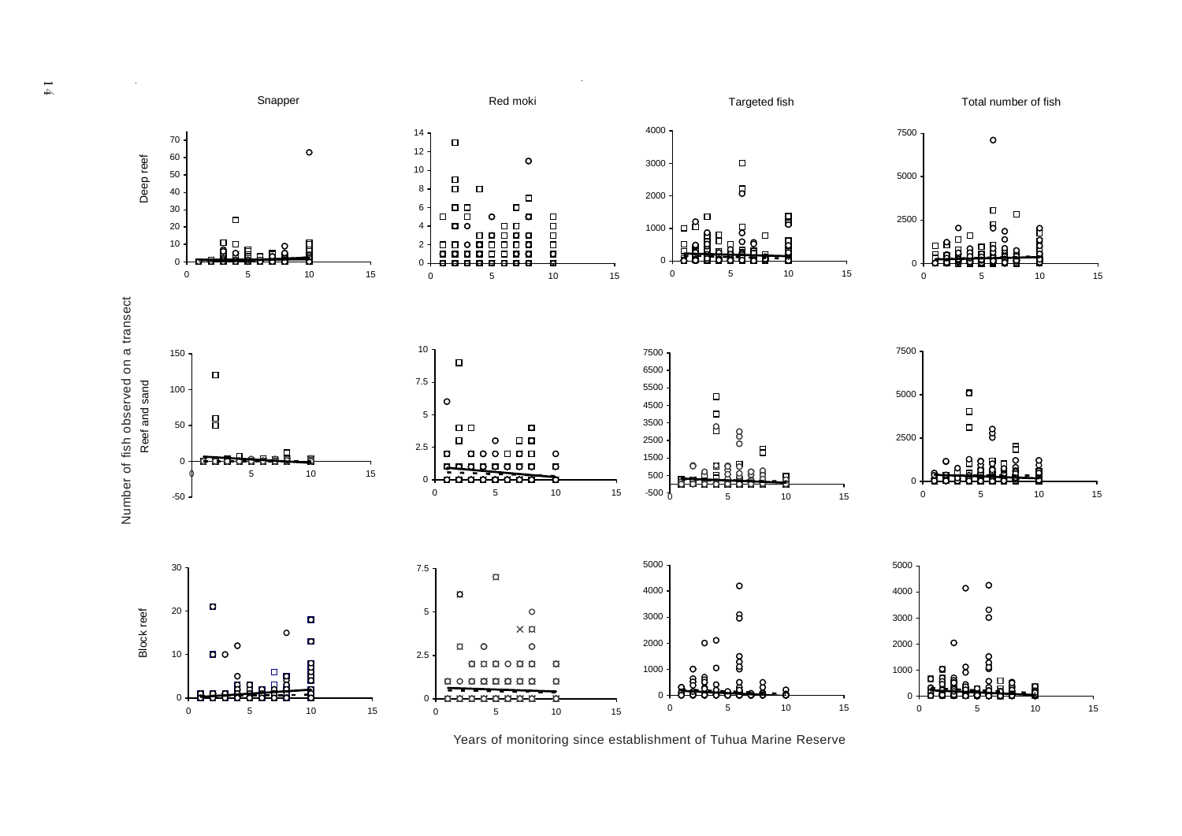Snapper

Red moki

Targeted fish

Total number of fish

Deep reef

70
60
50
40
30
20
10
0

0 5 10 15

14
12
10
8
6
4
2
0

0 5 10 15

4000
3000
2000
1000
0

0 5 10 15

7500
5000
2500
0

0 5 10 15

Number of fish observed on a transect

Reef and sand

150
100
50
0
-50

0 5 10 15

10
7.5
5
2.5
0

0 5 10 15

7500
6500
5500
4500
3500
2500
1500
500
-500

0 5 10 15

7500
5000
2500
0

0 5 10 15

Block reef

30
20
10
0

0 5 10 15

7.5
5
2.5
0

0 5 10 15

5000
4000
3000
2000
1000
0

0 5 10 15

5000
4000
3000
2000
1000
0

0 5 10 15

Years of monitoring since establishment of Tuhua Marine Reserve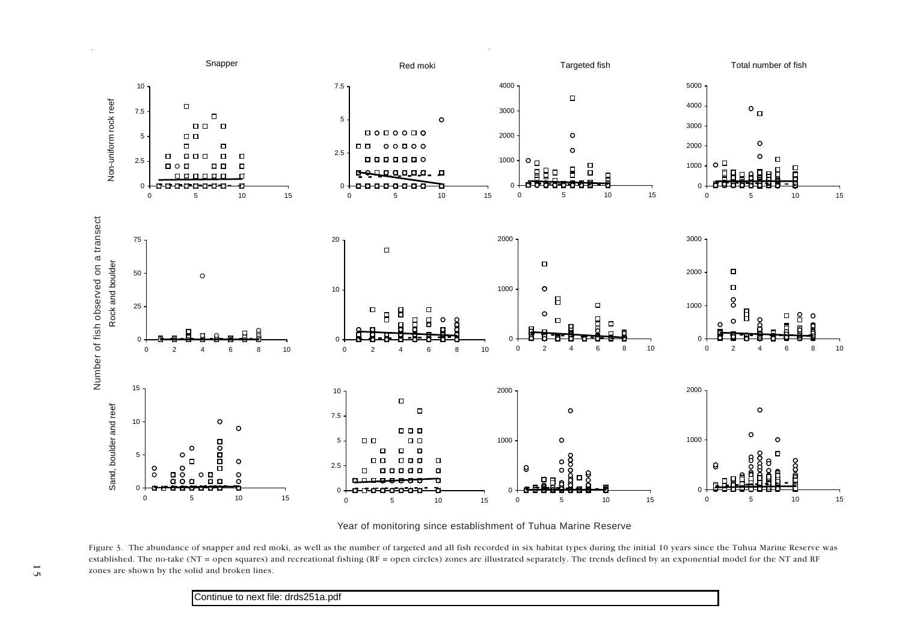Snapper

Red moki

Targeted fish

Total number of fish

Non-uniform rock reef

Rock and boulder

Sand, boulder and reef

Number of fish observed on a transect

Year of monitoring since establishment of Tuhua Marine Reserve

Figure 3. The abundance of snapper and red moki, as well as the number of targeted and all fish recorded in six habitat types during the initial 10 years since the Tuhua Marine Reserve was established. The no-take (NT = open squares) and recreational fishing (RF = open circles) zones are illustrated separately. The trends defined by an exponential model for the NT and RF zones are shown by the solid and broken lines.

Continue to next file: drds251a.pdf